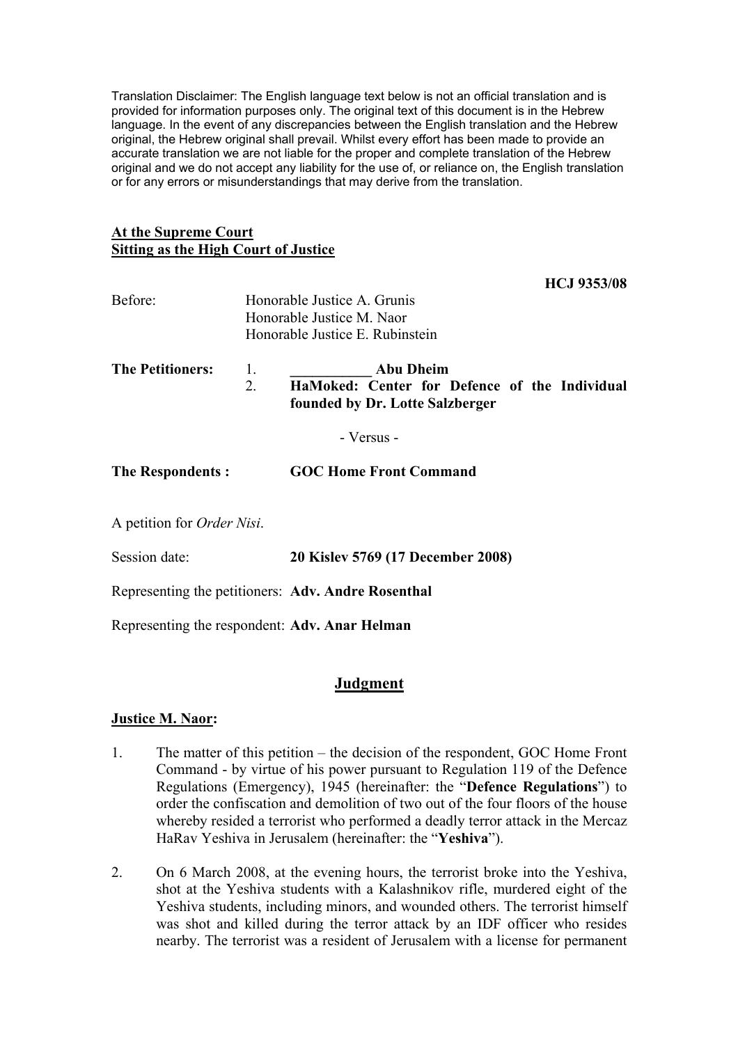Translation Disclaimer: The English language text below is not an official translation and is provided for information purposes only. The original text of this document is in the Hebrew language. In the event of any discrepancies between the English translation and the Hebrew original, the Hebrew original shall prevail. Whilst every effort has been made to provide an accurate translation we are not liable for the proper and complete translation of the Hebrew original and we do not accept any liability for the use of, or reliance on, the English translation or for any errors or misunderstandings that may derive from the translation.

**At the Supreme Court**
**Sitting as the High Court of Justice**

**HCJ 9353/08**

Before: Honorable Justice A. Grunis
Honorable Justice M. Naor
Honorable Justice E. Rubinstein

**The Petitioners:**
1. **___________ Abu Dheim**
2. **HaMoked: Center for Defence of the Individual founded by Dr. Lotte Salzberger**

\- Versus -

**The Respondents : GOC Home Front Command**

A petition for *Order Nisi*.

Session date: **20 Kislev 5769 (17 December 2008)**

Representing the petitioners: **Adv. Andre Rosenthal**

Representing the respondent: **Adv. Anar Helman**

## Judgment

**Justice M. Naor:**

1. The matter of this petition – the decision of the respondent, GOC Home Front Command - by virtue of his power pursuant to Regulation 119 of the Defence Regulations (Emergency), 1945 (hereinafter: the "**Defence Regulations**") to order the confiscation and demolition of two out of the four floors of the house whereby resided a terrorist who performed a deadly terror attack in the Mercaz HaRav Yeshiva in Jerusalem (hereinafter: the "**Yeshiva**").

2. On 6 March 2008, at the evening hours, the terrorist broke into the Yeshiva, shot at the Yeshiva students with a Kalashnikov rifle, murdered eight of the Yeshiva students, including minors, and wounded others. The terrorist himself was shot and killed during the terror attack by an IDF officer who resides nearby. The terrorist was a resident of Jerusalem with a license for permanent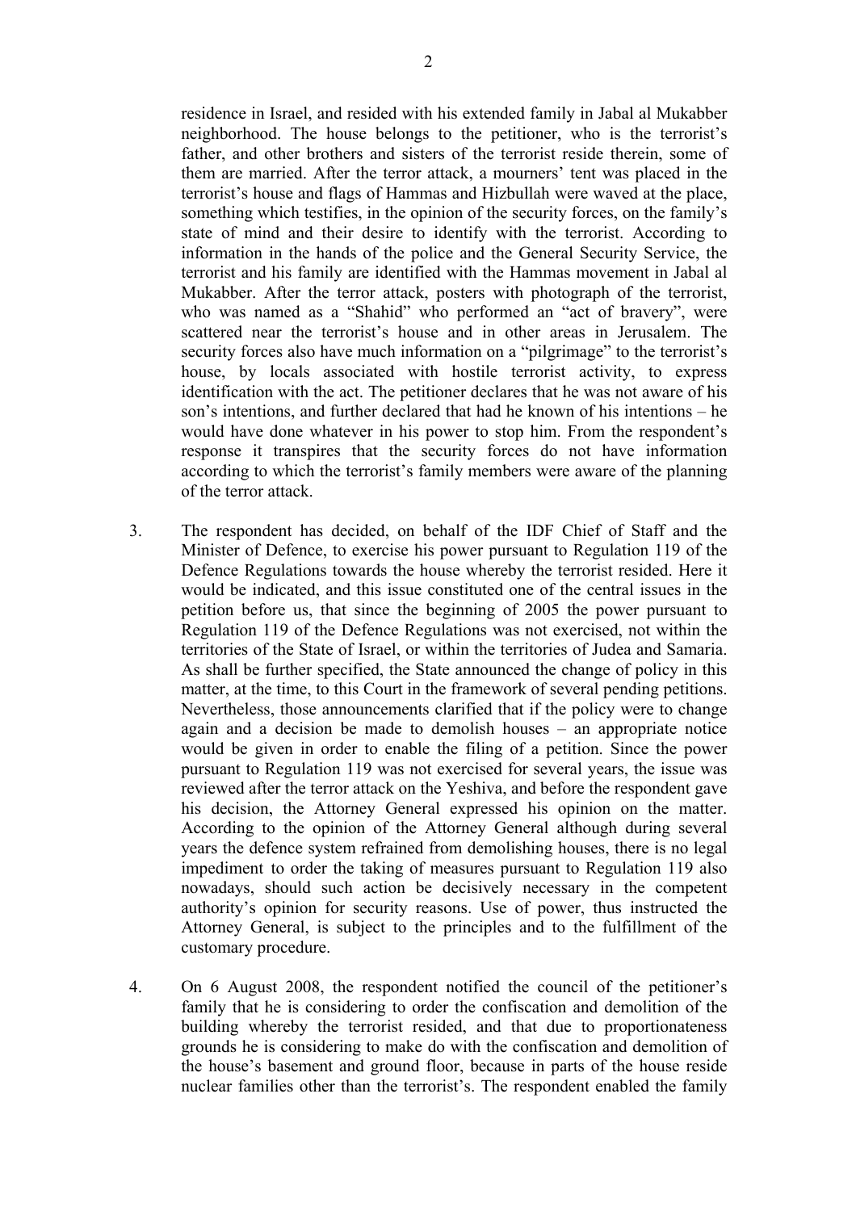residence in Israel, and resided with his extended family in Jabal al Mukabber neighborhood. The house belongs to the petitioner, who is the terrorist's father, and other brothers and sisters of the terrorist reside therein, some of them are married. After the terror attack, a mourners' tent was placed in the terrorist's house and flags of Hammas and Hizbullah were waved at the place, something which testifies, in the opinion of the security forces, on the family's state of mind and their desire to identify with the terrorist. According to information in the hands of the police and the General Security Service, the terrorist and his family are identified with the Hammas movement in Jabal al Mukabber. After the terror attack, posters with photograph of the terrorist, who was named as a "Shahid" who performed an "act of bravery", were scattered near the terrorist's house and in other areas in Jerusalem. The security forces also have much information on a "pilgrimage" to the terrorist's house, by locals associated with hostile terrorist activity, to express identification with the act. The petitioner declares that he was not aware of his son's intentions, and further declared that had he known of his intentions – he would have done whatever in his power to stop him. From the respondent's response it transpires that the security forces do not have information according to which the terrorist's family members were aware of the planning of the terror attack.

3. The respondent has decided, on behalf of the IDF Chief of Staff and the Minister of Defence, to exercise his power pursuant to Regulation 119 of the Defence Regulations towards the house whereby the terrorist resided. Here it would be indicated, and this issue constituted one of the central issues in the petition before us, that since the beginning of 2005 the power pursuant to Regulation 119 of the Defence Regulations was not exercised, not within the territories of the State of Israel, or within the territories of Judea and Samaria. As shall be further specified, the State announced the change of policy in this matter, at the time, to this Court in the framework of several pending petitions. Nevertheless, those announcements clarified that if the policy were to change again and a decision be made to demolish houses – an appropriate notice would be given in order to enable the filing of a petition. Since the power pursuant to Regulation 119 was not exercised for several years, the issue was reviewed after the terror attack on the Yeshiva, and before the respondent gave his decision, the Attorney General expressed his opinion on the matter. According to the opinion of the Attorney General although during several years the defence system refrained from demolishing houses, there is no legal impediment to order the taking of measures pursuant to Regulation 119 also nowadays, should such action be decisively necessary in the competent authority's opinion for security reasons. Use of power, thus instructed the Attorney General, is subject to the principles and to the fulfillment of the customary procedure.

4. On 6 August 2008, the respondent notified the council of the petitioner's family that he is considering to order the confiscation and demolition of the building whereby the terrorist resided, and that due to proportionateness grounds he is considering to make do with the confiscation and demolition of the house's basement and ground floor, because in parts of the house reside nuclear families other than the terrorist's. The respondent enabled the family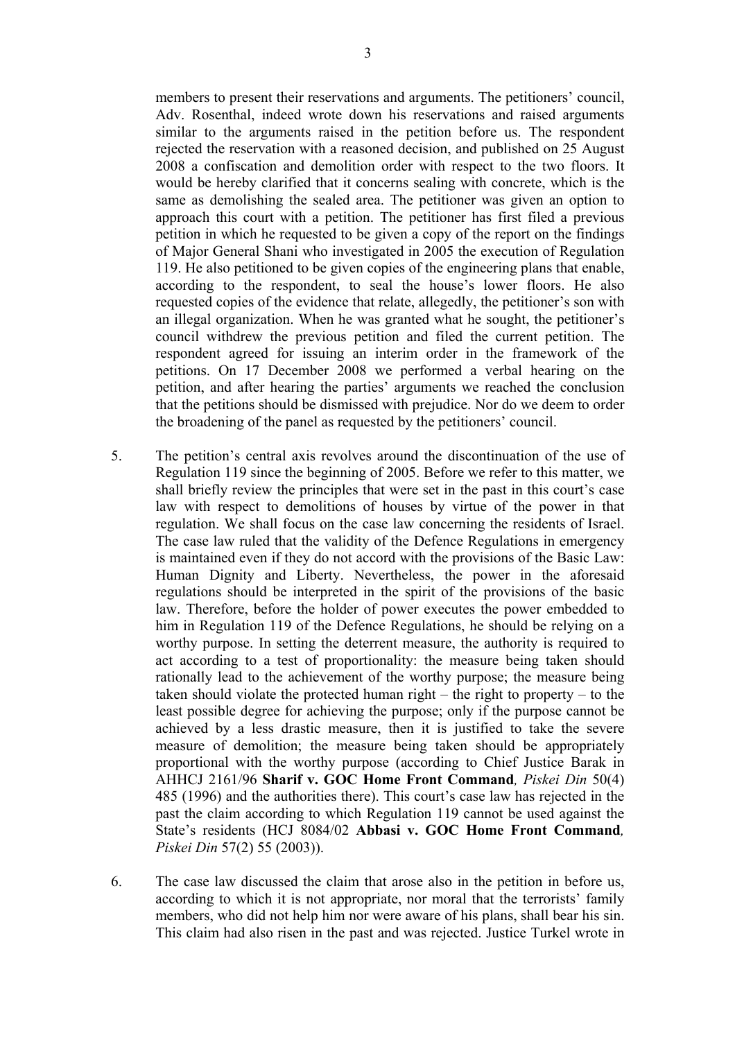members to present their reservations and arguments. The petitioners' council, Adv. Rosenthal, indeed wrote down his reservations and raised arguments similar to the arguments raised in the petition before us. The respondent rejected the reservation with a reasoned decision, and published on 25 August 2008 a confiscation and demolition order with respect to the two floors. It would be hereby clarified that it concerns sealing with concrete, which is the same as demolishing the sealed area. The petitioner was given an option to approach this court with a petition. The petitioner has first filed a previous petition in which he requested to be given a copy of the report on the findings of Major General Shani who investigated in 2005 the execution of Regulation 119. He also petitioned to be given copies of the engineering plans that enable, according to the respondent, to seal the house's lower floors. He also requested copies of the evidence that relate, allegedly, the petitioner's son with an illegal organization. When he was granted what he sought, the petitioner's council withdrew the previous petition and filed the current petition. The respondent agreed for issuing an interim order in the framework of the petitions. On 17 December 2008 we performed a verbal hearing on the petition, and after hearing the parties' arguments we reached the conclusion that the petitions should be dismissed with prejudice. Nor do we deem to order the broadening of the panel as requested by the petitioners' council.

5. The petition's central axis revolves around the discontinuation of the use of Regulation 119 since the beginning of 2005. Before we refer to this matter, we shall briefly review the principles that were set in the past in this court's case law with respect to demolitions of houses by virtue of the power in that regulation. We shall focus on the case law concerning the residents of Israel. The case law ruled that the validity of the Defence Regulations in emergency is maintained even if they do not accord with the provisions of the Basic Law: Human Dignity and Liberty. Nevertheless, the power in the aforesaid regulations should be interpreted in the spirit of the provisions of the basic law. Therefore, before the holder of power executes the power embedded to him in Regulation 119 of the Defence Regulations, he should be relying on a worthy purpose. In setting the deterrent measure, the authority is required to act according to a test of proportionality: the measure being taken should rationally lead to the achievement of the worthy purpose; the measure being taken should violate the protected human right – the right to property – to the least possible degree for achieving the purpose; only if the purpose cannot be achieved by a less drastic measure, then it is justified to take the severe measure of demolition; the measure being taken should be appropriately proportional with the worthy purpose (according to Chief Justice Barak in AHHCJ 2161/96 **Sharif v. GOC Home Front Command***, Piskei Din* 50(4) 485 (1996) and the authorities there). This court's case law has rejected in the past the claim according to which Regulation 119 cannot be used against the State's residents (HCJ 8084/02 **Abbasi v. GOC Home Front Command***, Piskei Din* 57(2) 55 (2003)).

6. The case law discussed the claim that arose also in the petition in before us, according to which it is not appropriate, nor moral that the terrorists' family members, who did not help him nor were aware of his plans, shall bear his sin. This claim had also risen in the past and was rejected. Justice Turkel wrote in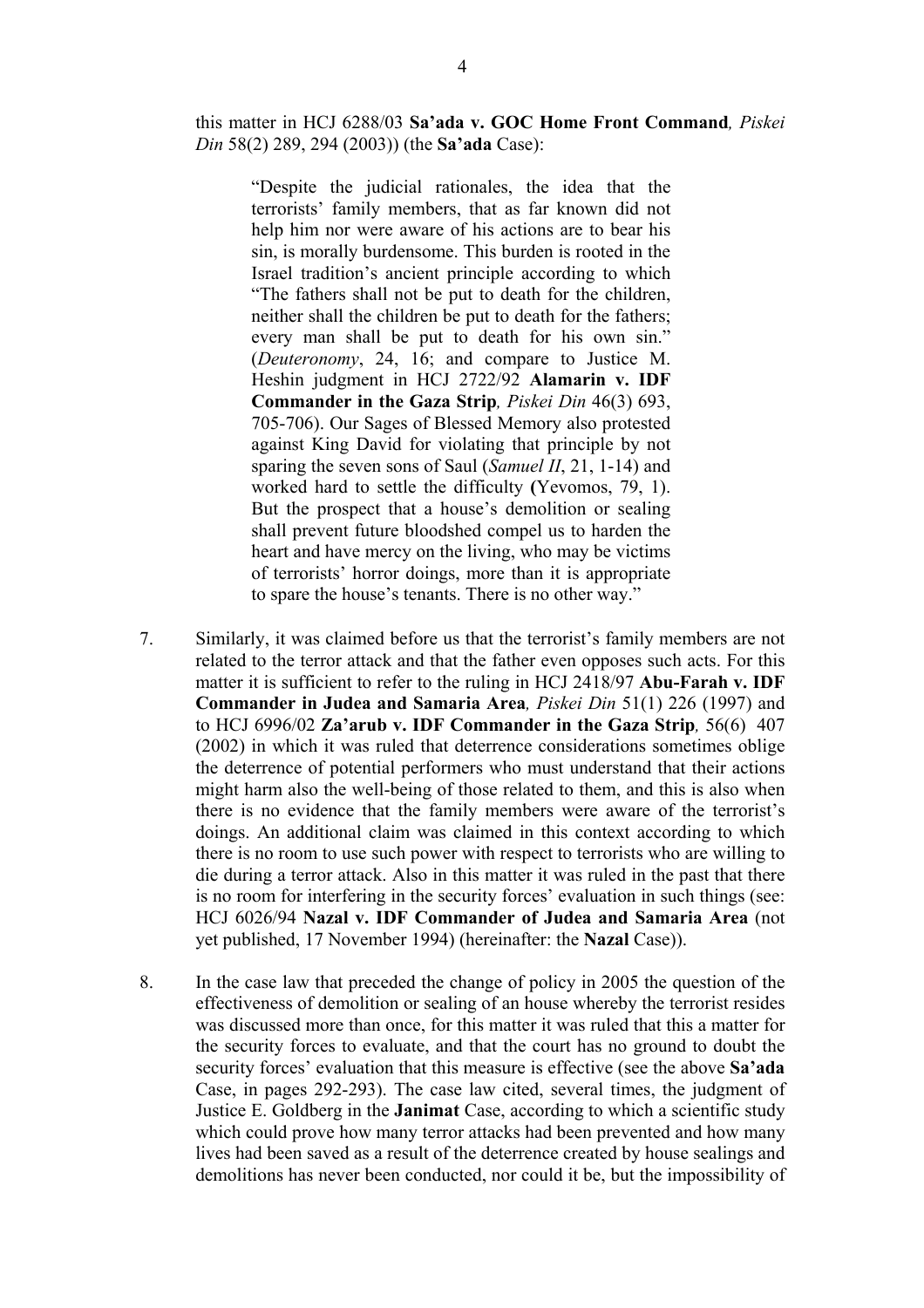this matter in HCJ 6288/03 **Sa'ada v. GOC Home Front Command**, *Piskei Din* 58(2) 289, 294 (2003)) (the **Sa'ada** Case):

> "Despite the judicial rationales, the idea that the terrorists' family members, that as far known did not help him nor were aware of his actions are to bear his sin, is morally burdensome. This burden is rooted in the Israel tradition's ancient principle according to which "The fathers shall not be put to death for the children, neither shall the children be put to death for the fathers; every man shall be put to death for his own sin." (*Deuteronomy*, 24, 16; and compare to Justice M. Heshin judgment in HCJ 2722/92 **Alamarin v. IDF Commander in the Gaza Strip**, *Piskei Din* 46(3) 693, 705-706). Our Sages of Blessed Memory also protested against King David for violating that principle by not sparing the seven sons of Saul (*Samuel II*, 21, 1-14) and worked hard to settle the difficulty **(**Yevomos, 79, 1). But the prospect that a house's demolition or sealing shall prevent future bloodshed compel us to harden the heart and have mercy on the living, who may be victims of terrorists' horror doings, more than it is appropriate to spare the house's tenants. There is no other way."

7. Similarly, it was claimed before us that the terrorist's family members are not related to the terror attack and that the father even opposes such acts. For this matter it is sufficient to refer to the ruling in HCJ 2418/97 **Abu-Farah v. IDF Commander in Judea and Samaria Area**, *Piskei Din* 51(1) 226 (1997) and to HCJ 6996/02 **Za'arub v. IDF Commander in the Gaza Strip**, 56(6) 407 (2002) in which it was ruled that deterrence considerations sometimes oblige the deterrence of potential performers who must understand that their actions might harm also the well-being of those related to them, and this is also when there is no evidence that the family members were aware of the terrorist's doings. An additional claim was claimed in this context according to which there is no room to use such power with respect to terrorists who are willing to die during a terror attack. Also in this matter it was ruled in the past that there is no room for interfering in the security forces' evaluation in such things (see: HCJ 6026/94 **Nazal v. IDF Commander of Judea and Samaria Area** (not yet published, 17 November 1994) (hereinafter: the **Nazal** Case)).

8. In the case law that preceded the change of policy in 2005 the question of the effectiveness of demolition or sealing of an house whereby the terrorist resides was discussed more than once, for this matter it was ruled that this a matter for the security forces to evaluate, and that the court has no ground to doubt the security forces' evaluation that this measure is effective (see the above **Sa'ada** Case, in pages 292-293). The case law cited, several times, the judgment of Justice E. Goldberg in the **Janimat** Case, according to which a scientific study which could prove how many terror attacks had been prevented and how many lives had been saved as a result of the deterrence created by house sealings and demolitions has never been conducted, nor could it be, but the impossibility of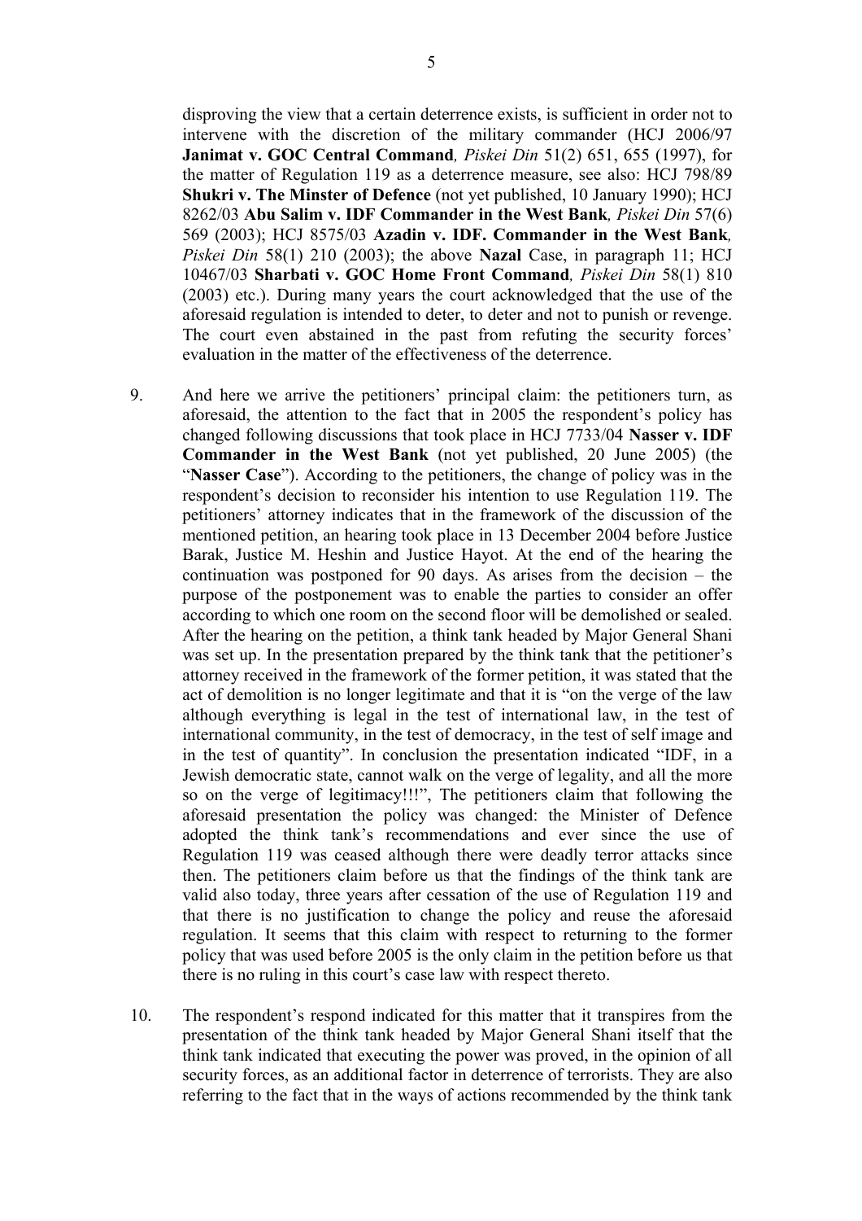disproving the view that a certain deterrence exists, is sufficient in order not to intervene with the discretion of the military commander (HCJ 2006/97 **Janimat v. GOC Central Command**, *Piskei Din* 51(2) 651, 655 (1997), for the matter of Regulation 119 as a deterrence measure, see also: HCJ 798/89 **Shukri v. The Minster of Defence** (not yet published, 10 January 1990); HCJ 8262/03 **Abu Salim v. IDF Commander in the West Bank**, *Piskei Din* 57(6) 569 (2003); HCJ 8575/03 **Azadin v. IDF. Commander in the West Bank**, *Piskei Din* 58(1) 210 (2003); the above **Nazal** Case, in paragraph 11; HCJ 10467/03 **Sharbati v. GOC Home Front Command**, *Piskei Din* 58(1) 810 (2003) etc.). During many years the court acknowledged that the use of the aforesaid regulation is intended to deter, to deter and not to punish or revenge. The court even abstained in the past from refuting the security forces' evaluation in the matter of the effectiveness of the deterrence.

9. And here we arrive the petitioners' principal claim: the petitioners turn, as aforesaid, the attention to the fact that in 2005 the respondent's policy has changed following discussions that took place in HCJ 7733/04 **Nasser v. IDF Commander in the West Bank** (not yet published, 20 June 2005) (the "**Nasser Case**"). According to the petitioners, the change of policy was in the respondent's decision to reconsider his intention to use Regulation 119. The petitioners' attorney indicates that in the framework of the discussion of the mentioned petition, an hearing took place in 13 December 2004 before Justice Barak, Justice M. Heshin and Justice Hayot. At the end of the hearing the continuation was postponed for 90 days. As arises from the decision – the purpose of the postponement was to enable the parties to consider an offer according to which one room on the second floor will be demolished or sealed. After the hearing on the petition, a think tank headed by Major General Shani was set up. In the presentation prepared by the think tank that the petitioner's attorney received in the framework of the former petition, it was stated that the act of demolition is no longer legitimate and that it is "on the verge of the law although everything is legal in the test of international law, in the test of international community, in the test of democracy, in the test of self image and in the test of quantity". In conclusion the presentation indicated "IDF, in a Jewish democratic state, cannot walk on the verge of legality, and all the more so on the verge of legitimacy!!!", The petitioners claim that following the aforesaid presentation the policy was changed: the Minister of Defence adopted the think tank's recommendations and ever since the use of Regulation 119 was ceased although there were deadly terror attacks since then. The petitioners claim before us that the findings of the think tank are valid also today, three years after cessation of the use of Regulation 119 and that there is no justification to change the policy and reuse the aforesaid regulation. It seems that this claim with respect to returning to the former policy that was used before 2005 is the only claim in the petition before us that there is no ruling in this court's case law with respect thereto.

10. The respondent's respond indicated for this matter that it transpires from the presentation of the think tank headed by Major General Shani itself that the think tank indicated that executing the power was proved, in the opinion of all security forces, as an additional factor in deterrence of terrorists. They are also referring to the fact that in the ways of actions recommended by the think tank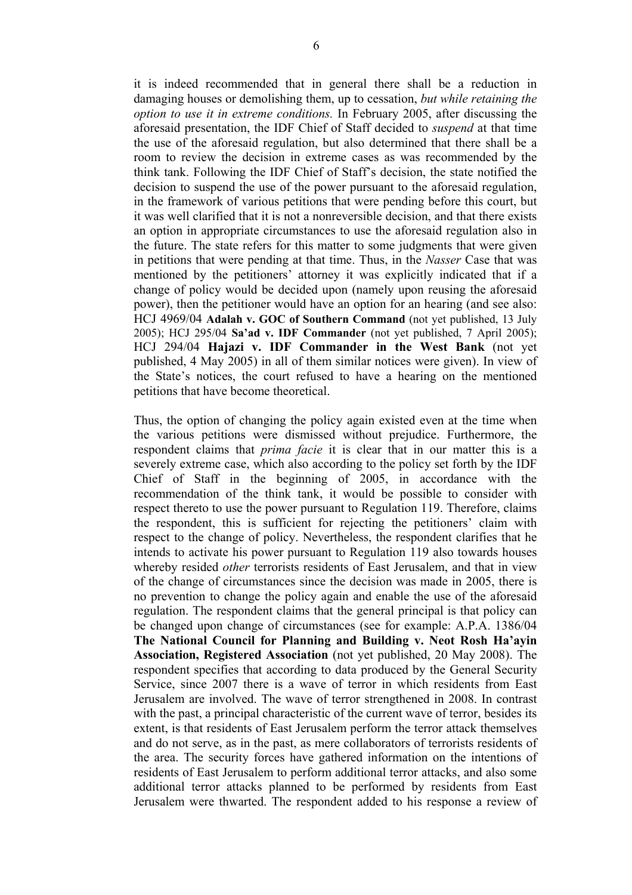it is indeed recommended that in general there shall be a reduction in damaging houses or demolishing them, up to cessation, *but while retaining the option to use it in extreme conditions.* In February 2005, after discussing the aforesaid presentation, the IDF Chief of Staff decided to *suspend* at that time the use of the aforesaid regulation, but also determined that there shall be a room to review the decision in extreme cases as was recommended by the think tank. Following the IDF Chief of Staff's decision, the state notified the decision to suspend the use of the power pursuant to the aforesaid regulation, in the framework of various petitions that were pending before this court, but it was well clarified that it is not a nonreversible decision, and that there exists an option in appropriate circumstances to use the aforesaid regulation also in the future. The state refers for this matter to some judgments that were given in petitions that were pending at that time. Thus, in the *Nasser* Case that was mentioned by the petitioners' attorney it was explicitly indicated that if a change of policy would be decided upon (namely upon reusing the aforesaid power), then the petitioner would have an option for an hearing (and see also: HCJ 4969/04 **Adalah v. GOC of Southern Command** (not yet published, 13 July 2005); HCJ 295/04 **Sa'ad v. IDF Commander** (not yet published, 7 April 2005); HCJ 294/04 **Hajazi v. IDF Commander in the West Bank** (not yet published, 4 May 2005) in all of them similar notices were given). In view of the State's notices, the court refused to have a hearing on the mentioned petitions that have become theoretical.

Thus, the option of changing the policy again existed even at the time when the various petitions were dismissed without prejudice. Furthermore, the respondent claims that *prima facie* it is clear that in our matter this is a severely extreme case, which also according to the policy set forth by the IDF Chief of Staff in the beginning of 2005, in accordance with the recommendation of the think tank, it would be possible to consider with respect thereto to use the power pursuant to Regulation 119. Therefore, claims the respondent, this is sufficient for rejecting the petitioners' claim with respect to the change of policy. Nevertheless, the respondent clarifies that he intends to activate his power pursuant to Regulation 119 also towards houses whereby resided *other* terrorists residents of East Jerusalem, and that in view of the change of circumstances since the decision was made in 2005, there is no prevention to change the policy again and enable the use of the aforesaid regulation. The respondent claims that the general principal is that policy can be changed upon change of circumstances (see for example: A.P.A. 1386/04 **The National Council for Planning and Building v. Neot Rosh Ha'ayin Association, Registered Association** (not yet published, 20 May 2008). The respondent specifies that according to data produced by the General Security Service, since 2007 there is a wave of terror in which residents from East Jerusalem are involved. The wave of terror strengthened in 2008. In contrast with the past, a principal characteristic of the current wave of terror, besides its extent, is that residents of East Jerusalem perform the terror attack themselves and do not serve, as in the past, as mere collaborators of terrorists residents of the area. The security forces have gathered information on the intentions of residents of East Jerusalem to perform additional terror attacks, and also some additional terror attacks planned to be performed by residents from East Jerusalem were thwarted. The respondent added to his response a review of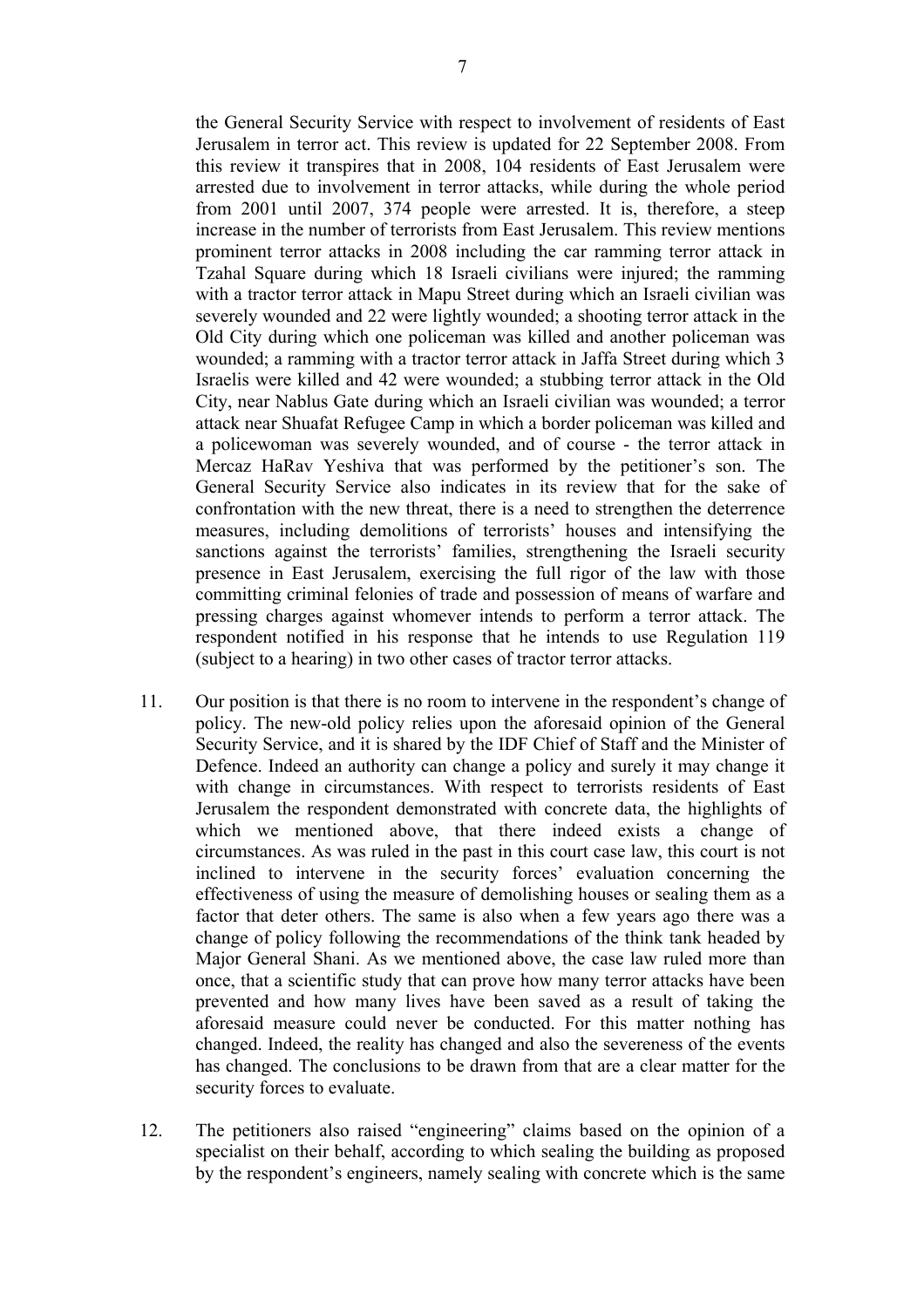the General Security Service with respect to involvement of residents of East Jerusalem in terror act. This review is updated for 22 September 2008. From this review it transpires that in 2008, 104 residents of East Jerusalem were arrested due to involvement in terror attacks, while during the whole period from 2001 until 2007, 374 people were arrested. It is, therefore, a steep increase in the number of terrorists from East Jerusalem. This review mentions prominent terror attacks in 2008 including the car ramming terror attack in Tzahal Square during which 18 Israeli civilians were injured; the ramming with a tractor terror attack in Mapu Street during which an Israeli civilian was severely wounded and 22 were lightly wounded; a shooting terror attack in the Old City during which one policeman was killed and another policeman was wounded; a ramming with a tractor terror attack in Jaffa Street during which 3 Israelis were killed and 42 were wounded; a stubbing terror attack in the Old City, near Nablus Gate during which an Israeli civilian was wounded; a terror attack near Shuafat Refugee Camp in which a border policeman was killed and a policewoman was severely wounded, and of course - the terror attack in Mercaz HaRav Yeshiva that was performed by the petitioner's son. The General Security Service also indicates in its review that for the sake of confrontation with the new threat, there is a need to strengthen the deterrence measures, including demolitions of terrorists' houses and intensifying the sanctions against the terrorists' families, strengthening the Israeli security presence in East Jerusalem, exercising the full rigor of the law with those committing criminal felonies of trade and possession of means of warfare and pressing charges against whomever intends to perform a terror attack. The respondent notified in his response that he intends to use Regulation 119 (subject to a hearing) in two other cases of tractor terror attacks.

11. Our position is that there is no room to intervene in the respondent's change of policy. The new-old policy relies upon the aforesaid opinion of the General Security Service, and it is shared by the IDF Chief of Staff and the Minister of Defence. Indeed an authority can change a policy and surely it may change it with change in circumstances. With respect to terrorists residents of East Jerusalem the respondent demonstrated with concrete data, the highlights of which we mentioned above, that there indeed exists a change of circumstances. As was ruled in the past in this court case law, this court is not inclined to intervene in the security forces' evaluation concerning the effectiveness of using the measure of demolishing houses or sealing them as a factor that deter others. The same is also when a few years ago there was a change of policy following the recommendations of the think tank headed by Major General Shani. As we mentioned above, the case law ruled more than once, that a scientific study that can prove how many terror attacks have been prevented and how many lives have been saved as a result of taking the aforesaid measure could never be conducted. For this matter nothing has changed. Indeed, the reality has changed and also the severeness of the events has changed. The conclusions to be drawn from that are a clear matter for the security forces to evaluate.

12. The petitioners also raised "engineering" claims based on the opinion of a specialist on their behalf, according to which sealing the building as proposed by the respondent's engineers, namely sealing with concrete which is the same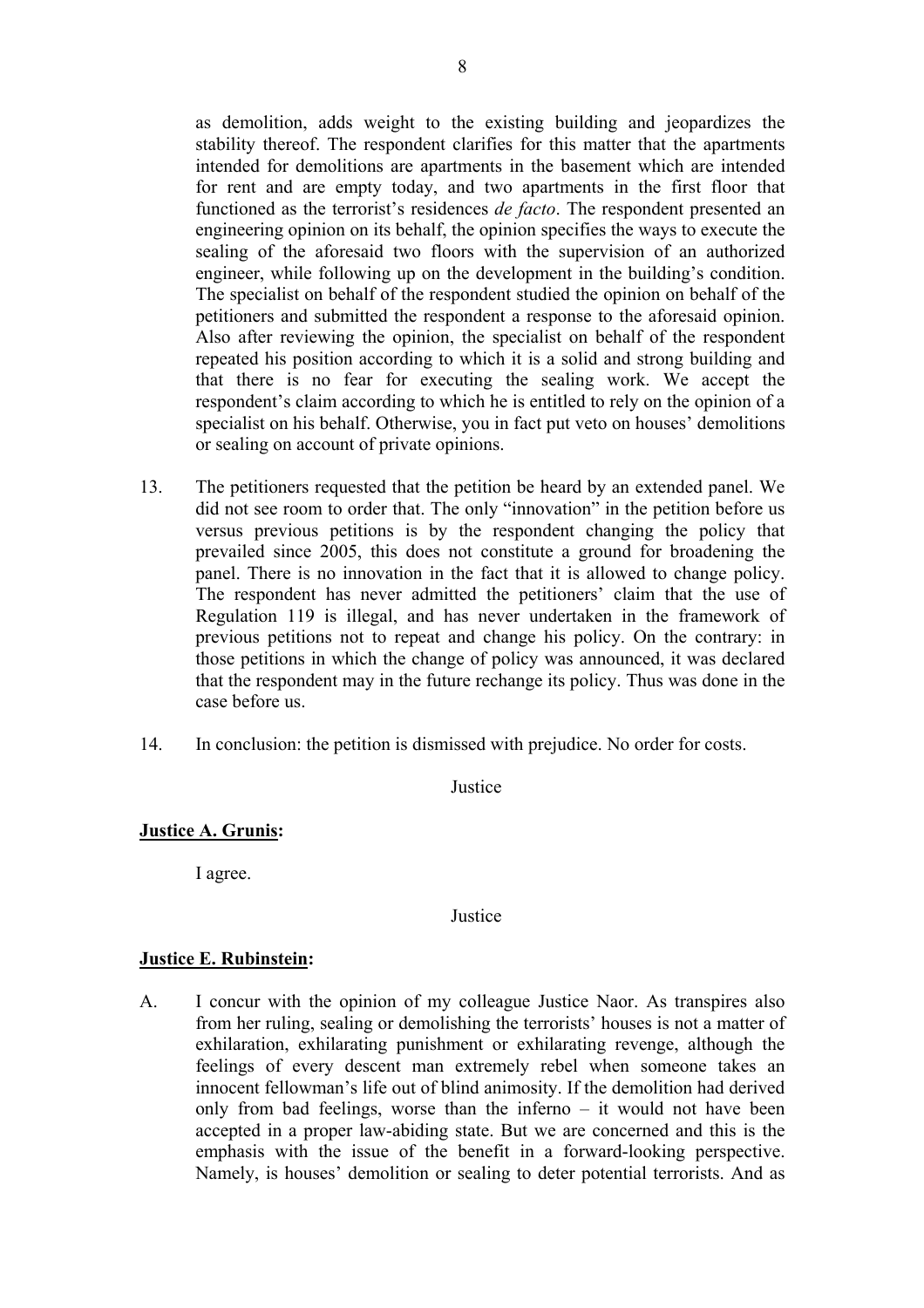as demolition, adds weight to the existing building and jeopardizes the stability thereof. The respondent clarifies for this matter that the apartments intended for demolitions are apartments in the basement which are intended for rent and are empty today, and two apartments in the first floor that functioned as the terrorist's residences *de facto*. The respondent presented an engineering opinion on its behalf, the opinion specifies the ways to execute the sealing of the aforesaid two floors with the supervision of an authorized engineer, while following up on the development in the building's condition. The specialist on behalf of the respondent studied the opinion on behalf of the petitioners and submitted the respondent a response to the aforesaid opinion. Also after reviewing the opinion, the specialist on behalf of the respondent repeated his position according to which it is a solid and strong building and that there is no fear for executing the sealing work. We accept the respondent's claim according to which he is entitled to rely on the opinion of a specialist on his behalf. Otherwise, you in fact put veto on houses' demolitions or sealing on account of private opinions.

13. The petitioners requested that the petition be heard by an extended panel. We did not see room to order that. The only "innovation" in the petition before us versus previous petitions is by the respondent changing the policy that prevailed since 2005, this does not constitute a ground for broadening the panel. There is no innovation in the fact that it is allowed to change policy. The respondent has never admitted the petitioners' claim that the use of Regulation 119 is illegal, and has never undertaken in the framework of previous petitions not to repeat and change his policy. On the contrary: in those petitions in which the change of policy was announced, it was declared that the respondent may in the future rechange its policy. Thus was done in the case before us.

14. In conclusion: the petition is dismissed with prejudice. No order for costs.

Justice

**Justice A. Grunis:**

I agree.

Justice

**Justice E. Rubinstein:**

A. I concur with the opinion of my colleague Justice Naor. As transpires also from her ruling, sealing or demolishing the terrorists' houses is not a matter of exhilaration, exhilarating punishment or exhilarating revenge, although the feelings of every descent man extremely rebel when someone takes an innocent fellowman's life out of blind animosity. If the demolition had derived only from bad feelings, worse than the inferno – it would not have been accepted in a proper law-abiding state. But we are concerned and this is the emphasis with the issue of the benefit in a forward-looking perspective. Namely, is houses' demolition or sealing to deter potential terrorists. And as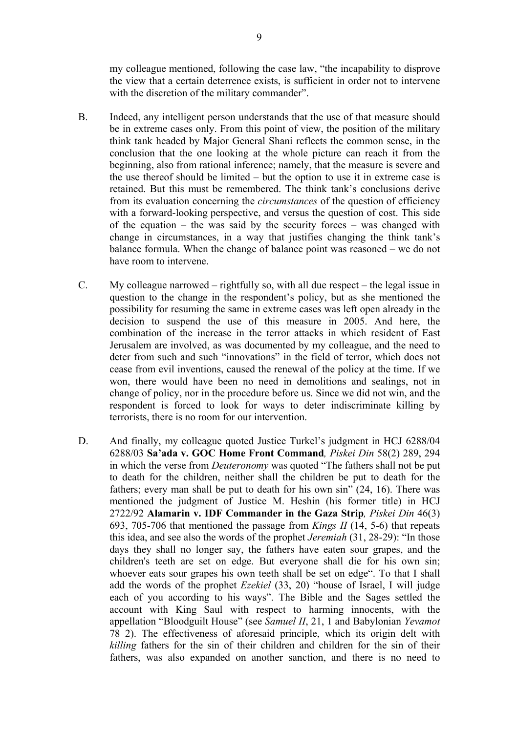my colleague mentioned, following the case law, "the incapability to disprove the view that a certain deterrence exists, is sufficient in order not to intervene with the discretion of the military commander".

B. Indeed, any intelligent person understands that the use of that measure should be in extreme cases only. From this point of view, the position of the military think tank headed by Major General Shani reflects the common sense, in the conclusion that the one looking at the whole picture can reach it from the beginning, also from rational inference; namely, that the measure is severe and the use thereof should be limited – but the option to use it in extreme case is retained. But this must be remembered. The think tank's conclusions derive from its evaluation concerning the *circumstances* of the question of efficiency with a forward-looking perspective, and versus the question of cost. This side of the equation – the was said by the security forces – was changed with change in circumstances, in a way that justifies changing the think tank's balance formula. When the change of balance point was reasoned – we do not have room to intervene.

C. My colleague narrowed – rightfully so, with all due respect – the legal issue in question to the change in the respondent's policy, but as she mentioned the possibility for resuming the same in extreme cases was left open already in the decision to suspend the use of this measure in 2005. And here, the combination of the increase in the terror attacks in which resident of East Jerusalem are involved, as was documented by my colleague, and the need to deter from such and such "innovations" in the field of terror, which does not cease from evil inventions, caused the renewal of the policy at the time. If we won, there would have been no need in demolitions and sealings, not in change of policy, nor in the procedure before us. Since we did not win, and the respondent is forced to look for ways to deter indiscriminate killing by terrorists, there is no room for our intervention.

D. And finally, my colleague quoted Justice Turkel's judgment in HCJ 6288/04 6288/03 **Sa'ada v. GOC Home Front Command***, Piskei Din* 58(2) 289, 294 in which the verse from *Deuteronomy* was quoted "The fathers shall not be put to death for the children, neither shall the children be put to death for the fathers; every man shall be put to death for his own sin" (24, 16). There was mentioned the judgment of Justice M. Heshin (his former title) in HCJ 2722/92 **Alamarin v. IDF Commander in the Gaza Strip***, Piskei Din* 46(3) 693, 705-706 that mentioned the passage from *Kings II* (14, 5-6) that repeats this idea, and see also the words of the prophet *Jeremiah* (31, 28-29): "In those days they shall no longer say, the fathers have eaten sour grapes, and the children's teeth are set on edge. But everyone shall die for his own sin; whoever eats sour grapes his own teeth shall be set on edge". To that I shall add the words of the prophet *Ezekiel* (33, 20) "house of Israel, I will judge each of you according to his ways". The Bible and the Sages settled the account with King Saul with respect to harming innocents, with the appellation "Bloodguilt House" (see *Samuel II*, 21, 1 and Babylonian *Yevamot* 78 2). The effectiveness of aforesaid principle, which its origin delt with *killing* fathers for the sin of their children and children for the sin of their fathers, was also expanded on another sanction, and there is no need to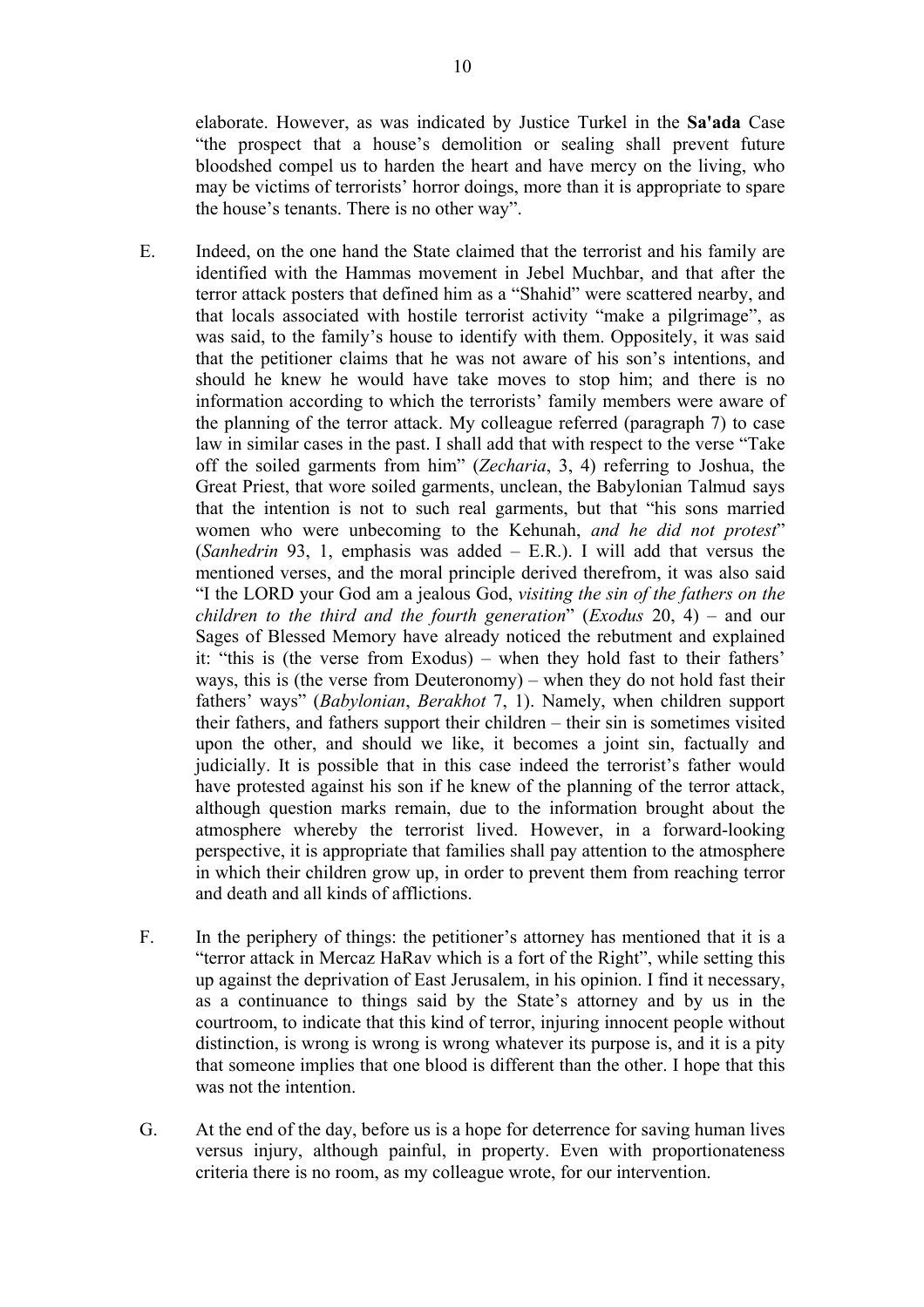elaborate. However, as was indicated by Justice Turkel in the **Sa'ada** Case "the prospect that a house's demolition or sealing shall prevent future bloodshed compel us to harden the heart and have mercy on the living, who may be victims of terrorists' horror doings, more than it is appropriate to spare the house's tenants. There is no other way".

E. Indeed, on the one hand the State claimed that the terrorist and his family are identified with the Hammas movement in Jebel Muchbar, and that after the terror attack posters that defined him as a "Shahid" were scattered nearby, and that locals associated with hostile terrorist activity "make a pilgrimage", as was said, to the family's house to identify with them. Oppositely, it was said that the petitioner claims that he was not aware of his son's intentions, and should he knew he would have take moves to stop him; and there is no information according to which the terrorists' family members were aware of the planning of the terror attack. My colleague referred (paragraph 7) to case law in similar cases in the past. I shall add that with respect to the verse "Take off the soiled garments from him" (*Zecharia*, 3, 4) referring to Joshua, the Great Priest, that wore soiled garments, unclean, the Babylonian Talmud says that the intention is not to such real garments, but that "his sons married women who were unbecoming to the Kehunah, *and he did not protest*" (*Sanhedrin* 93, 1, emphasis was added – E.R.). I will add that versus the mentioned verses, and the moral principle derived therefrom, it was also said "I the LORD your God am a jealous God, *visiting the sin of the fathers on the children to the third and the fourth generation*" (*Exodus* 20, 4) – and our Sages of Blessed Memory have already noticed the rebutment and explained it: "this is (the verse from Exodus) – when they hold fast to their fathers' ways, this is (the verse from Deuteronomy) – when they do not hold fast their fathers' ways" (*Babylonian*, *Berakhot* 7, 1). Namely, when children support their fathers, and fathers support their children – their sin is sometimes visited upon the other, and should we like, it becomes a joint sin, factually and judicially. It is possible that in this case indeed the terrorist's father would have protested against his son if he knew of the planning of the terror attack, although question marks remain, due to the information brought about the atmosphere whereby the terrorist lived. However, in a forward-looking perspective, it is appropriate that families shall pay attention to the atmosphere in which their children grow up, in order to prevent them from reaching terror and death and all kinds of afflictions.

F. In the periphery of things: the petitioner's attorney has mentioned that it is a "terror attack in Mercaz HaRav which is a fort of the Right", while setting this up against the deprivation of East Jerusalem, in his opinion. I find it necessary, as a continuance to things said by the State's attorney and by us in the courtroom, to indicate that this kind of terror, injuring innocent people without distinction, is wrong is wrong is wrong whatever its purpose is, and it is a pity that someone implies that one blood is different than the other. I hope that this was not the intention.

G. At the end of the day, before us is a hope for deterrence for saving human lives versus injury, although painful, in property. Even with proportionateness criteria there is no room, as my colleague wrote, for our intervention.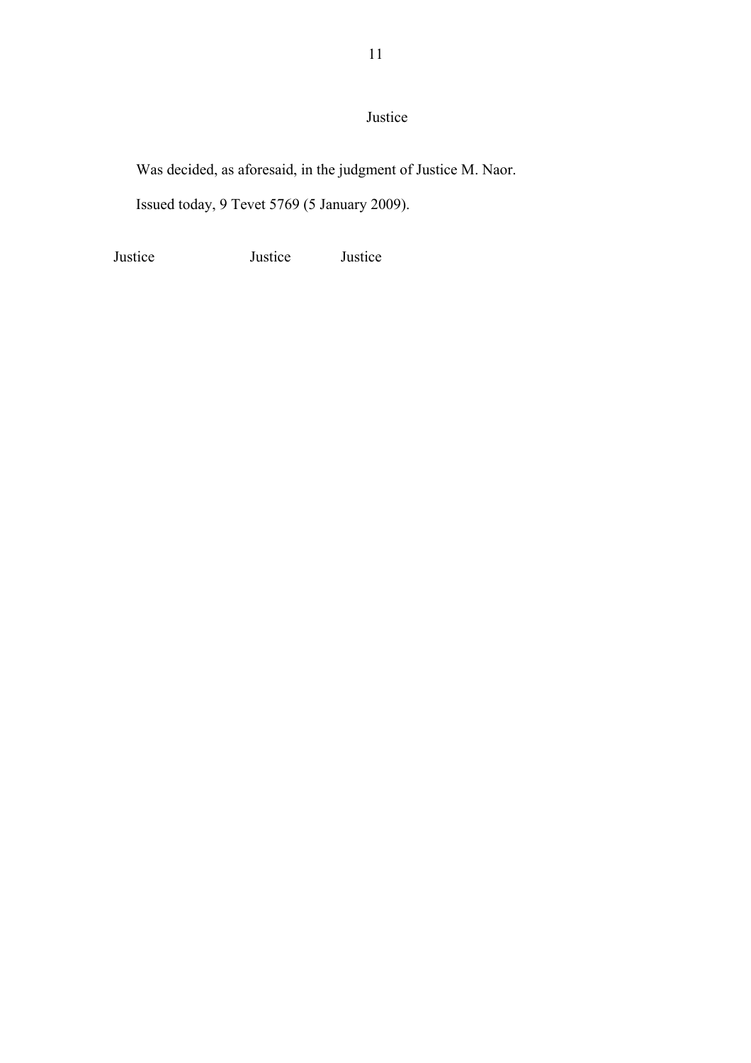Justice

Was decided, as aforesaid, in the judgment of Justice M. Naor.

Issued today, 9 Tevet 5769 (5 January 2009).

Justice Justice Justice